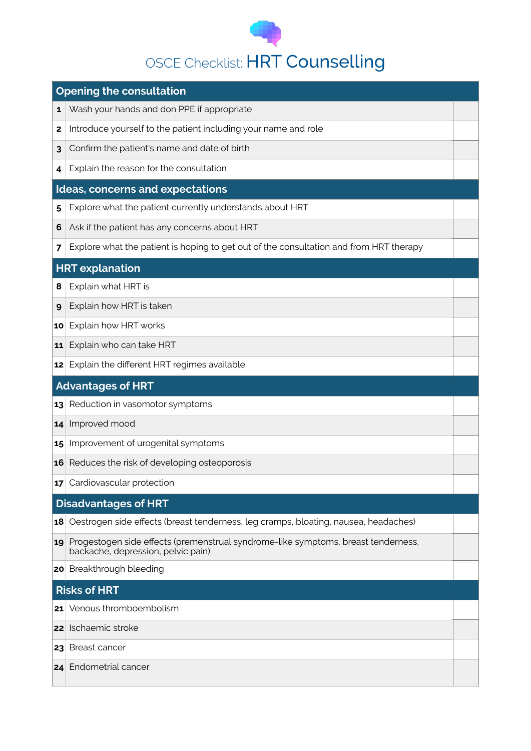# OSCE Checklist: HRT Counselling

| Opening the consultation | | |
|---|---|---|
| 1 | Wash your hands and don PPE if appropriate | |
| 2 | Introduce yourself to the patient including your name and role | |
| 3 | Confirm the patient's name and date of birth | |
| 4 | Explain the reason for the consultation | |
| **Ideas, concerns and expectations** | | |
| 5 | Explore what the patient currently understands about HRT | |
| 6 | Ask if the patient has any concerns about HRT | |
| 7 | Explore what the patient is hoping to get out of the consultation and from HRT therapy | |
| **HRT explanation** | | |
| 8 | Explain what HRT is | |
| 9 | Explain how HRT is taken | |
| 10 | Explain how HRT works | |
| 11 | Explain who can take HRT | |
| 12 | Explain the different HRT regimes available | |
| **Advantages of HRT** | | |
| 13 | Reduction in vasomotor symptoms | |
| 14 | Improved mood | |
| 15 | Improvement of urogenital symptoms | |
| 16 | Reduces the risk of developing osteoporosis | |
| 17 | Cardiovascular protection | |
| **Disadvantages of HRT** | | |
| 18 | Oestrogen side effects (breast tenderness, leg cramps, bloating, nausea, headaches) | |
| 19 | Progestogen side effects (premenstrual syndrome-like symptoms, breast tenderness, backache, depression, pelvic pain) | |
| 20 | Breakthrough bleeding | |
| **Risks of HRT** | | |
| 21 | Venous thromboembolism | |
| 22 | Ischaemic stroke | |
| 23 | Breast cancer | |
| 24 | Endometrial cancer | |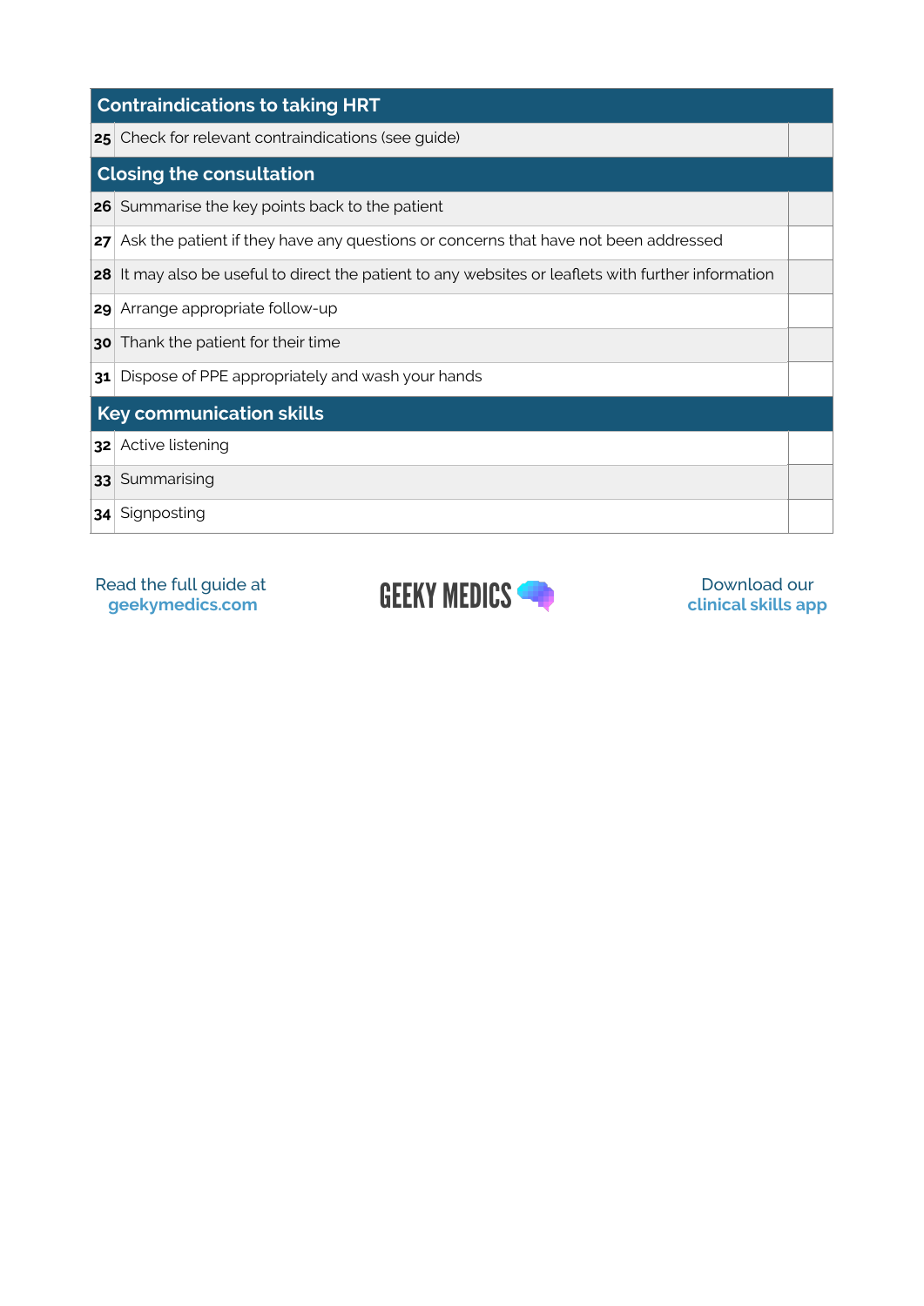| | | |
|---|---|---|
| **Contraindications to taking HRT** | | |
| **25** | Check for relevant contraindications (see guide) | |
| **Closing the consultation** | | |
| **26** | Summarise the key points back to the patient | |
| **27** | Ask the patient if they have any questions or concerns that have not been addressed | |
| **28** | It may also be useful to direct the patient to any websites or leaflets with further information | |
| **29** | Arrange appropriate follow-up | |
| **30** | Thank the patient for their time | |
| **31** | Dispose of PPE appropriately and wash your hands | |
| **Key communication skills** | | |
| **32** | Active listening | |
| **33** | Summarising | |
| **34** | Signposting | |

Read the full guide at **geekymedics.com**

GEEKY MEDICS

Download our **clinical skills app**